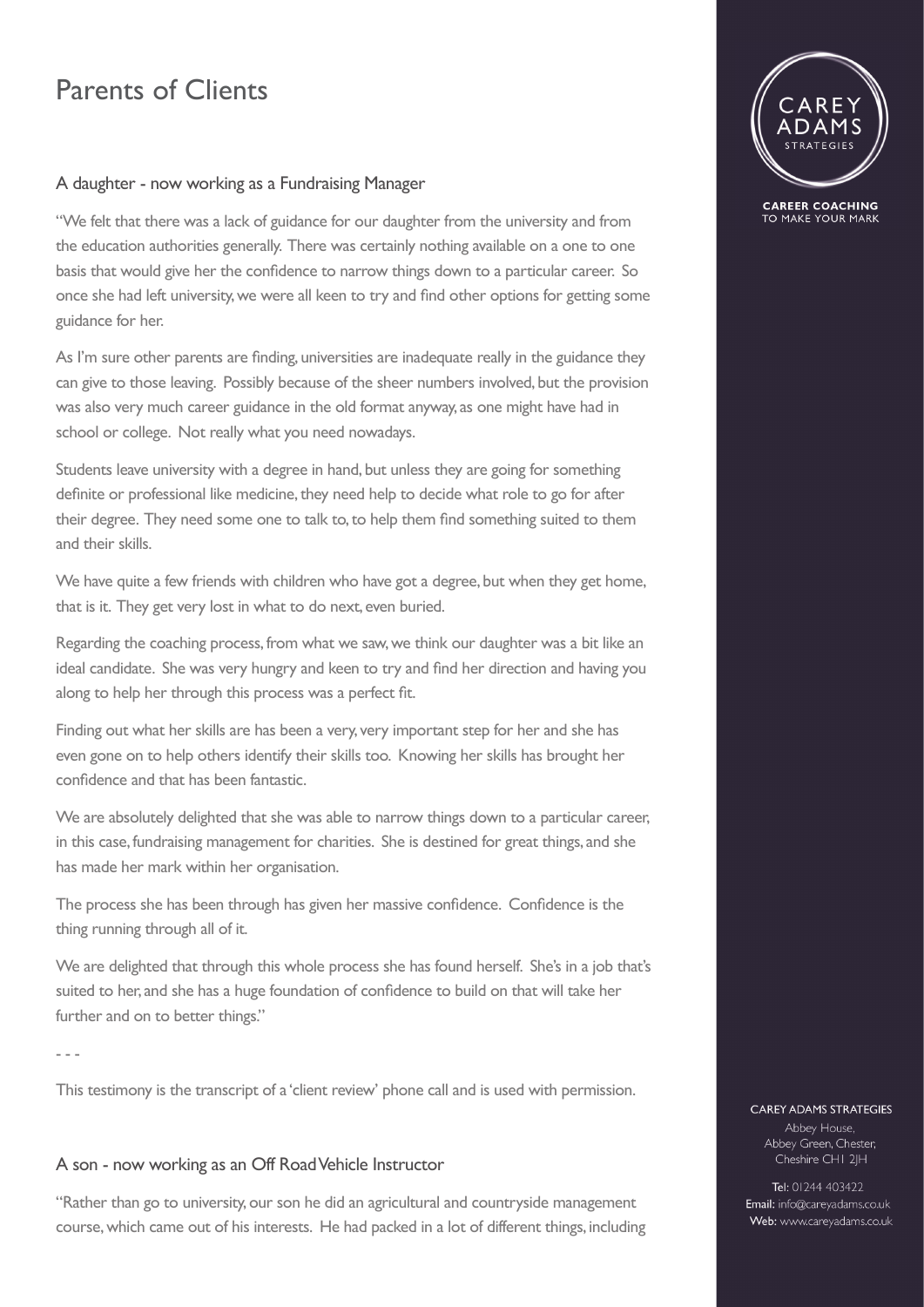# Parents of Clients

## A daughter - now working as a Fundraising Manager

"We felt that there was a lack of guidance for our daughter from the university and from the education authorities generally. There was certainly nothing available on a one to one basis that would give her the confidence to narrow things down to a particular career. So once she had left university, we were all keen to try and find other options for getting some guidance for her.

As I'm sure other parents are finding, universities are inadequate really in the guidance they can give to those leaving. Possibly because of the sheer numbers involved, but the provision was also very much career guidance in the old format anyway, as one might have had in school or college. Not really what you need nowadays.

Students leave university with a degree in hand, but unless they are going for something definite or professional like medicine, they need help to decide what role to go for after their degree. They need some one to talk to, to help them find something suited to them and their skills.

We have quite a few friends with children who have got a degree, but when they get home, that is it. They get very lost in what to do next, even buried.

Regarding the coaching process, from what we saw, we think our daughter was a bit like an ideal candidate. She was very hungry and keen to try and find her direction and having you along to help her through this process was a perfect fit.

Finding out what her skills are has been a very, very important step for her and she has even gone on to help others identify their skills too. Knowing her skills has brought her confidence and that has been fantastic.

We are absolutely delighted that she was able to narrow things down to a particular career, in this case, fundraising management for charities. She is destined for great things, and she has made her mark within her organisation.

The process she has been through has given her massive confidence. Confidence is the thing running through all of it.

We are delighted that through this whole process she has found herself. She's in a job that's suited to her, and she has a huge foundation of confidence to build on that will take her further and on to better things."

- - -

This testimony is the transcript of a 'client review' phone call and is used with permission.

## A son - now working as an Off Road Vehicle Instructor

"Rather than go to university, our son he did an agricultural and countryside management course, which came out of his interests. He had packed in a lot of different things, including

CAREY ADAMS STRATEGIES

CAREER COACHING TO MAKE YOUR MARK

CAREY ADAMS STRATEGIES
Abbey House,
Abbey Green, Chester,
Cheshire CH1 2JH

Tel: 01244 403422
Email: info@careyadams.co.uk
Web: www.careyadams.co.uk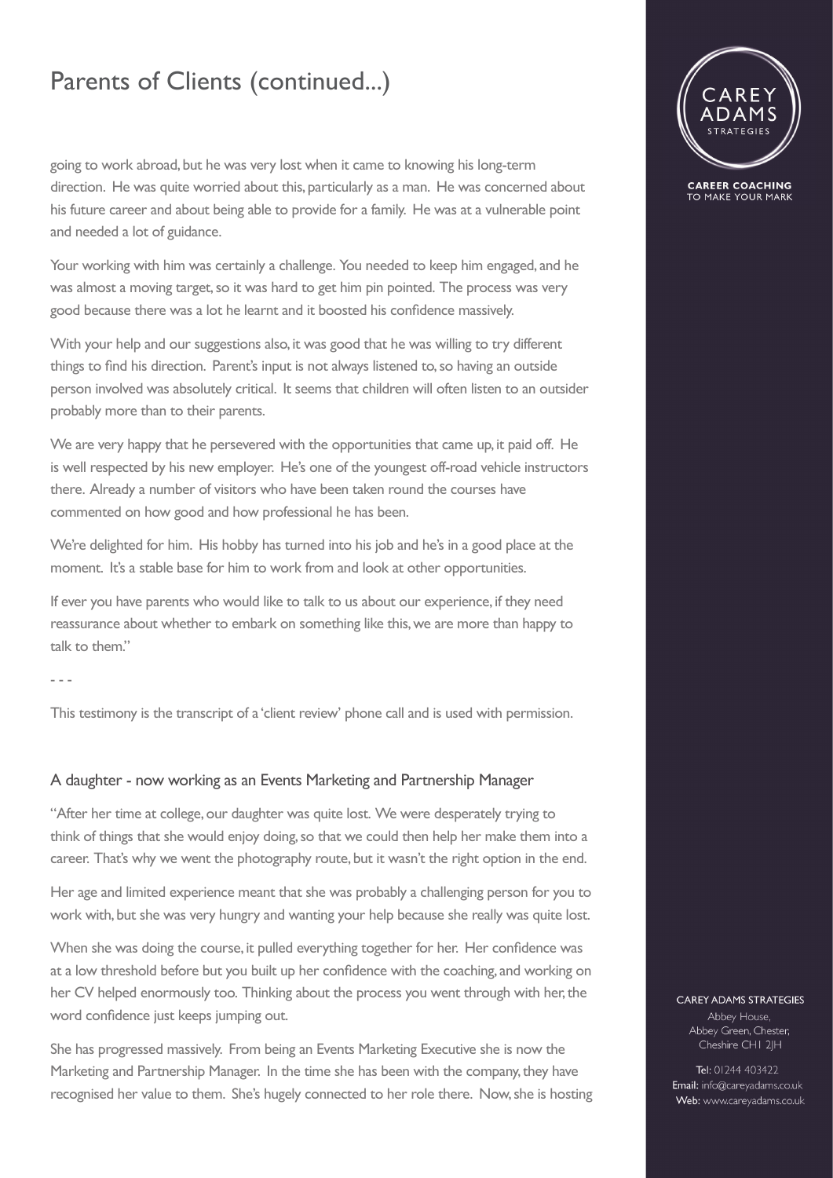# Parents of Clients (continued...)

going to work abroad, but he was very lost when it came to knowing his long-term direction. He was quite worried about this, particularly as a man. He was concerned about his future career and about being able to provide for a family. He was at a vulnerable point and needed a lot of guidance.

Your working with him was certainly a challenge. You needed to keep him engaged, and he was almost a moving target, so it was hard to get him pin pointed. The process was very good because there was a lot he learnt and it boosted his confidence massively.

With your help and our suggestions also, it was good that he was willing to try different things to find his direction. Parent's input is not always listened to, so having an outside person involved was absolutely critical. It seems that children will often listen to an outsider probably more than to their parents.

We are very happy that he persevered with the opportunities that came up, it paid off. He is well respected by his new employer. He's one of the youngest off-road vehicle instructors there. Already a number of visitors who have been taken round the courses have commented on how good and how professional he has been.

We're delighted for him. His hobby has turned into his job and he's in a good place at the moment. It's a stable base for him to work from and look at other opportunities.

If ever you have parents who would like to talk to us about our experience, if they need reassurance about whether to embark on something like this, we are more than happy to talk to them."

- - -

This testimony is the transcript of a 'client review' phone call and is used with permission.

## A daughter - now working as an Events Marketing and Partnership Manager

"After her time at college, our daughter was quite lost. We were desperately trying to think of things that she would enjoy doing, so that we could then help her make them into a career. That's why we went the photography route, but it wasn't the right option in the end.

Her age and limited experience meant that she was probably a challenging person for you to work with, but she was very hungry and wanting your help because she really was quite lost.

When she was doing the course, it pulled everything together for her. Her confidence was at a low threshold before but you built up her confidence with the coaching, and working on her CV helped enormously too. Thinking about the process you went through with her, the word confidence just keeps jumping out.

She has progressed massively. From being an Events Marketing Executive she is now the Marketing and Partnership Manager. In the time she has been with the company, they have recognised her value to them. She's hugely connected to her role there. Now, she is hosting

CAREER COACHING TO MAKE YOUR MARK

CAREY ADAMS STRATEGIES
Abbey House,
Abbey Green, Chester,
Cheshire CH1 2JH

Tel: 01244 403422
Email: info@careyadams.co.uk
Web: www.careyadams.co.uk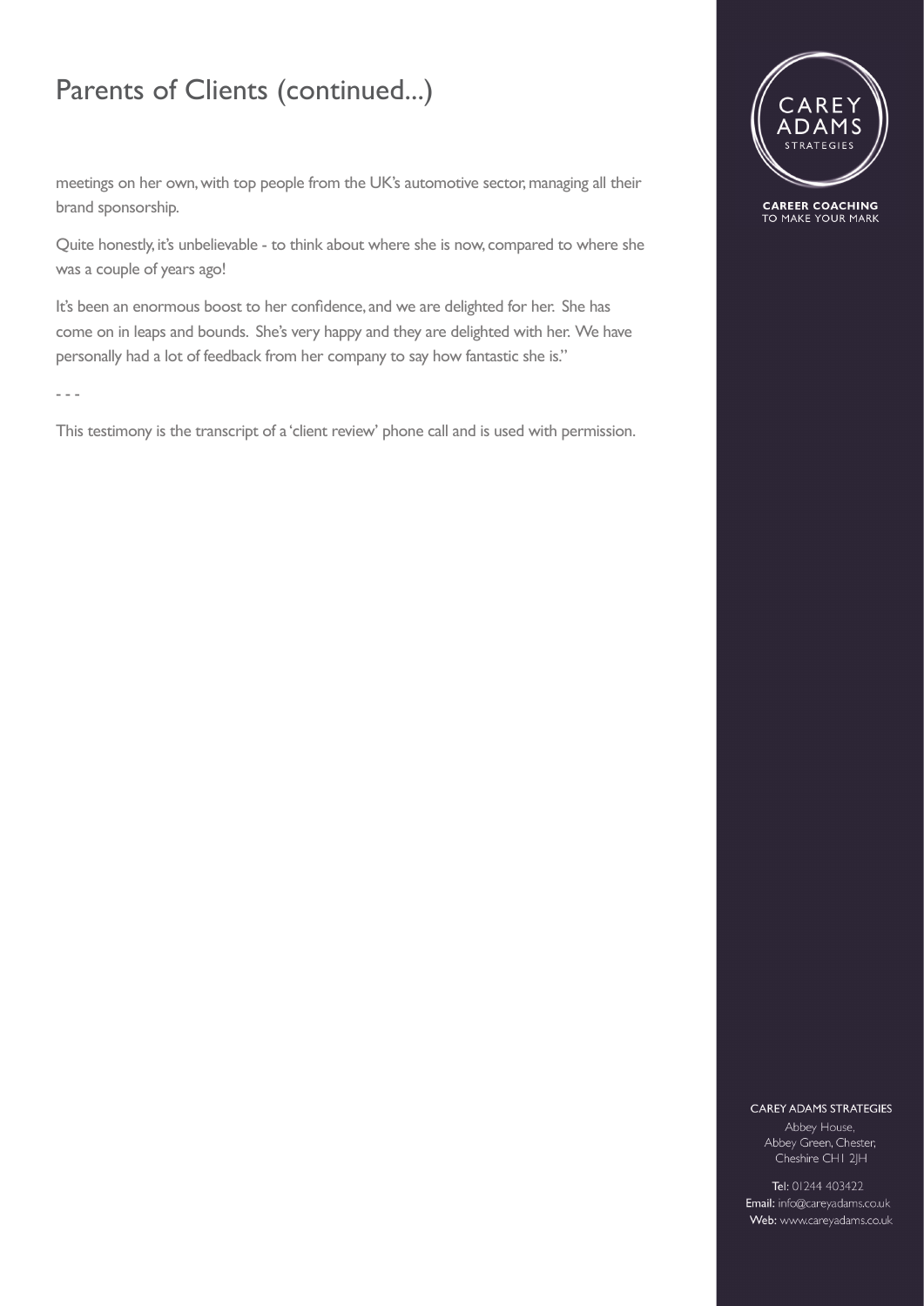# Parents of Clients (continued...)

meetings on her own, with top people from the UK's automotive sector, managing all their brand sponsorship.

Quite honestly, it's unbelievable - to think about where she is now, compared to where she was a couple of years ago!

It's been an enormous boost to her confidence, and we are delighted for her. She has come on in leaps and bounds. She's very happy and they are delighted with her. We have personally had a lot of feedback from her company to say how fantastic she is."

- - -

This testimony is the transcript of a 'client review' phone call and is used with permission.

CAREY ADAMS STRATEGIES

CAREER COACHING TO MAKE YOUR MARK

CAREY ADAMS STRATEGIES
Abbey House,
Abbey Green, Chester,
Cheshire CH1 2JH

**Tel:** 01244 403422
**Email:** info@careyadams.co.uk
**Web:** www.careyadams.co.uk